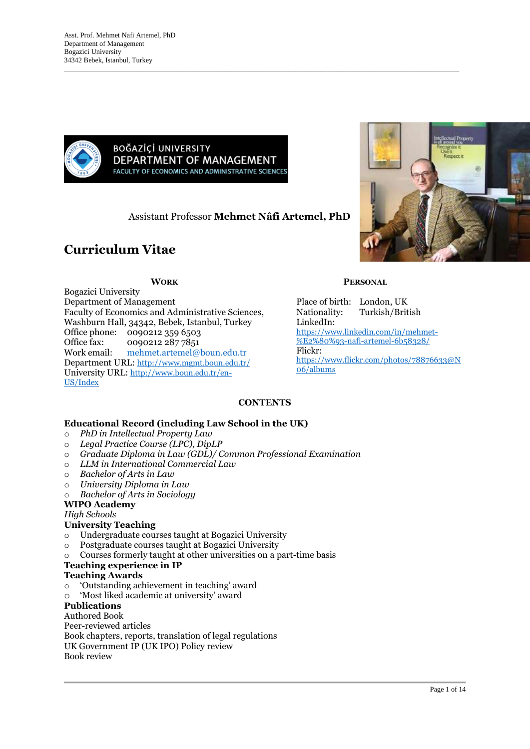Asst. Prof. Mehmet Nafi Artemel, PhD
Department of Management
Bogazici University
34342 Bebek, Istanbul, Turkey

---

BOĞAZİÇİ UNIVERSITY
DEPARTMENT OF MANAGEMENT
FACULTY OF ECONOMICS AND ADMINISTRATIVE SCIENCES

Assistant Professor **Mehmet Nâfi Artemel, PhD**

# Curriculum Vitae

### WORK

Bogazici University
Department of Management
Faculty of Economics and Administrative Sciences,
Washburn Hall, 34342, Bebek, Istanbul, Turkey
Office phone: 0090212 359 6503
Office fax: 0090212 287 7851
Work email: mehmet.artemel@boun.edu.tr
Department URL: http://www.mgmt.boun.edu.tr/
University URL: http://www.boun.edu.tr/en-US/Index

### PERSONAL

Place of birth: London, UK
Nationality: Turkish/British
LinkedIn:
https://www.linkedin.com/in/mehmet-%E2%80%93-nafi-artemel-6b58328/
Flickr:
https://www.flickr.com/photos/78876633@N06/albums

## CONTENTS

**Educational Record (including Law School in the UK)**
- *PhD in Intellectual Property Law*
- *Legal Practice Course (LPC), DipLP*
- *Graduate Diploma in Law (GDL)/ Common Professional Examination*
- *LLM in International Commercial Law*
- *Bachelor of Arts in Law*
- *University Diploma in Law*
- *Bachelor of Arts in Sociology*

**WIPO Academy**
*High Schools*
**University Teaching**
- Undergraduate courses taught at Bogazici University
- Postgraduate courses taught at Bogazici University
- Courses formerly taught at other universities on a part-time basis

**Teaching experience in IP**
**Teaching Awards**
- 'Outstanding achievement in teaching' award
- 'Most liked academic at university' award

**Publications**
Authored Book
Peer-reviewed articles
Book chapters, reports, translation of legal regulations
UK Government IP (UK IPO) Policy review
Book review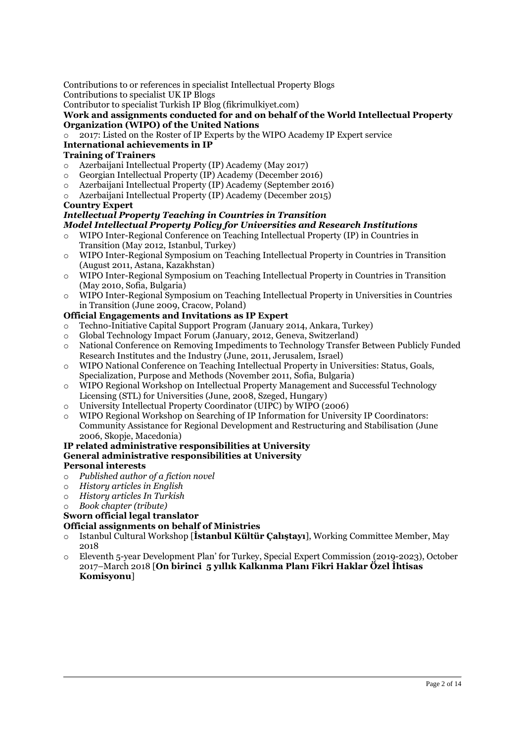Contributions to or references in specialist Intellectual Property Blogs
Contributions to specialist UK IP Blogs
Contributor to specialist Turkish IP Blog (fikrimulkiyet.com)

**Work and assignments conducted for and on behalf of the World Intellectual Property Organization (WIPO) of the United Nations**

- 2017: Listed on the Roster of IP Experts by the WIPO Academy IP Expert service

**International achievements in IP**

**Training of Trainers**

- Azerbaijani Intellectual Property (IP) Academy (May 2017)
- Georgian Intellectual Property (IP) Academy (December 2016)
- Azerbaijani Intellectual Property (IP) Academy (September 2016)
- Azerbaijani Intellectual Property (IP) Academy (December 2015)

**Country Expert**

***Intellectual Property Teaching in Countries in Transition***

***Model Intellectual Property Policy for Universities and Research Institutions***

- WIPO Inter-Regional Conference on Teaching Intellectual Property (IP) in Countries in Transition (May 2012, Istanbul, Turkey)
- WIPO Inter-Regional Symposium on Teaching Intellectual Property in Countries in Transition (August 2011, Astana, Kazakhstan)
- WIPO Inter-Regional Symposium on Teaching Intellectual Property in Countries in Transition (May 2010, Sofia, Bulgaria)
- WIPO Inter-Regional Symposium on Teaching Intellectual Property in Universities in Countries in Transition (June 2009, Cracow, Poland)

**Official Engagements and Invitations as IP Expert**

- Techno-Initiative Capital Support Program (January 2014, Ankara, Turkey)
- Global Technology Impact Forum (January, 2012, Geneva, Switzerland)
- National Conference on Removing Impediments to Technology Transfer Between Publicly Funded Research Institutes and the Industry (June, 2011, Jerusalem, Israel)
- WIPO National Conference on Teaching Intellectual Property in Universities: Status, Goals, Specialization, Purpose and Methods (November 2011, Sofia, Bulgaria)
- WIPO Regional Workshop on Intellectual Property Management and Successful Technology Licensing (STL) for Universities (June, 2008, Szeged, Hungary)
- University Intellectual Property Coordinator (UIPC) by WIPO (2006)
- WIPO Regional Workshop on Searching of IP Information for University IP Coordinators: Community Assistance for Regional Development and Restructuring and Stabilisation (June 2006, Skopje, Macedonia)

**IP related administrative responsibilities at University**

**General administrative responsibilities at University**

**Personal interests**

- *Published author of a fiction novel*
- *History articles in English*
- *History articles In Turkish*
- *Book chapter (tribute)*

**Sworn official legal translator**

**Official assignments on behalf of Ministries**

- Istanbul Cultural Workshop [**İstanbul Kültür Çalıştayı**], Working Committee Member, May 2018
- Eleventh 5-year Development Plan' for Turkey, Special Expert Commission (2019-2023), October 2017–March 2018 [**On birinci 5 yıllık Kalkınma Planı Fikri Haklar Özel İhtisas Komisyonu**]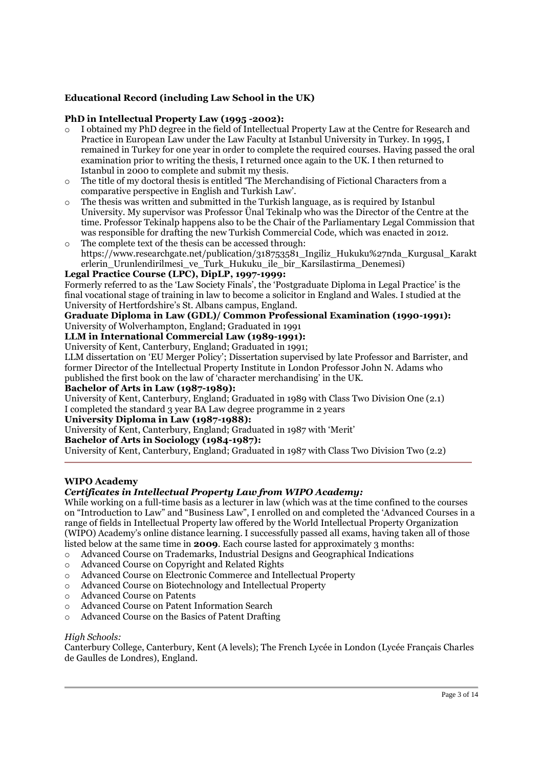**Educational Record (including Law School in the UK)**

**PhD in Intellectual Property Law (1995 -2002):**

- I obtained my PhD degree in the field of Intellectual Property Law at the Centre for Research and Practice in European Law under the Law Faculty at Istanbul University in Turkey. In 1995, I remained in Turkey for one year in order to complete the required courses. Having passed the oral examination prior to writing the thesis, I returned once again to the UK. I then returned to Istanbul in 2000 to complete and submit my thesis.
- The title of my doctoral thesis is entitled 'The Merchandising of Fictional Characters from a comparative perspective in English and Turkish Law'.
- The thesis was written and submitted in the Turkish language, as is required by Istanbul University. My supervisor was Professor Ünal Tekinalp who was the Director of the Centre at the time. Professor Tekinalp happens also to be the Chair of the Parliamentary Legal Commission that was responsible for drafting the new Turkish Commercial Code, which was enacted in 2012.
- The complete text of the thesis can be accessed through: https://www.researchgate.net/publication/318753581_Ingiliz_Hukuku%27nda_Kurgusal_Karakterlerin_Urunlendirilmesi_ve_Turk_Hukuku_ile_bir_Karsilastirma_Denemesi)

**Legal Practice Course (LPC), DipLP, 1997-1999:**

Formerly referred to as the 'Law Society Finals', the 'Postgraduate Diploma in Legal Practice' is the final vocational stage of training in law to become a solicitor in England and Wales. I studied at the University of Hertfordshire's St. Albans campus, England.

**Graduate Diploma in Law (GDL)/ Common Professional Examination (1990-1991):**

University of Wolverhampton, England; Graduated in 1991

**LLM in International Commercial Law (1989-1991):**

University of Kent, Canterbury, England; Graduated in 1991;

LLM dissertation on 'EU Merger Policy'; Dissertation supervised by late Professor and Barrister, and former Director of the Intellectual Property Institute in London Professor John N. Adams who published the first book on the law of 'character merchandising' in the UK.

**Bachelor of Arts in Law (1987-1989):**

University of Kent, Canterbury, England; Graduated in 1989 with Class Two Division One (2.1)

I completed the standard 3 year BA Law degree programme in 2 years

**University Diploma in Law (1987-1988):**

University of Kent, Canterbury, England; Graduated in 1987 with 'Merit'

**Bachelor of Arts in Sociology (1984-1987):**

University of Kent, Canterbury, England; Graduated in 1987 with Class Two Division Two (2.2)

---

**WIPO Academy**

***Certificates in Intellectual Property Law from WIPO Academy:***

While working on a full-time basis as a lecturer in law (which was at the time confined to the courses on "Introduction to Law" and "Business Law", I enrolled on and completed the 'Advanced Courses in a range of fields in Intellectual Property law offered by the World Intellectual Property Organization (WIPO) Academy's online distance learning. I successfully passed all exams, having taken all of those listed below at the same time in **2009**. Each course lasted for approximately 3 months:

- Advanced Course on Trademarks, Industrial Designs and Geographical Indications
- Advanced Course on Copyright and Related Rights
- Advanced Course on Electronic Commerce and Intellectual Property
- Advanced Course on Biotechnology and Intellectual Property
- Advanced Course on Patents
- Advanced Course on Patent Information Search
- Advanced Course on the Basics of Patent Drafting

*High Schools:*

Canterbury College, Canterbury, Kent (A levels); The French Lycée in London (Lycée Français Charles de Gaulles de Londres), England.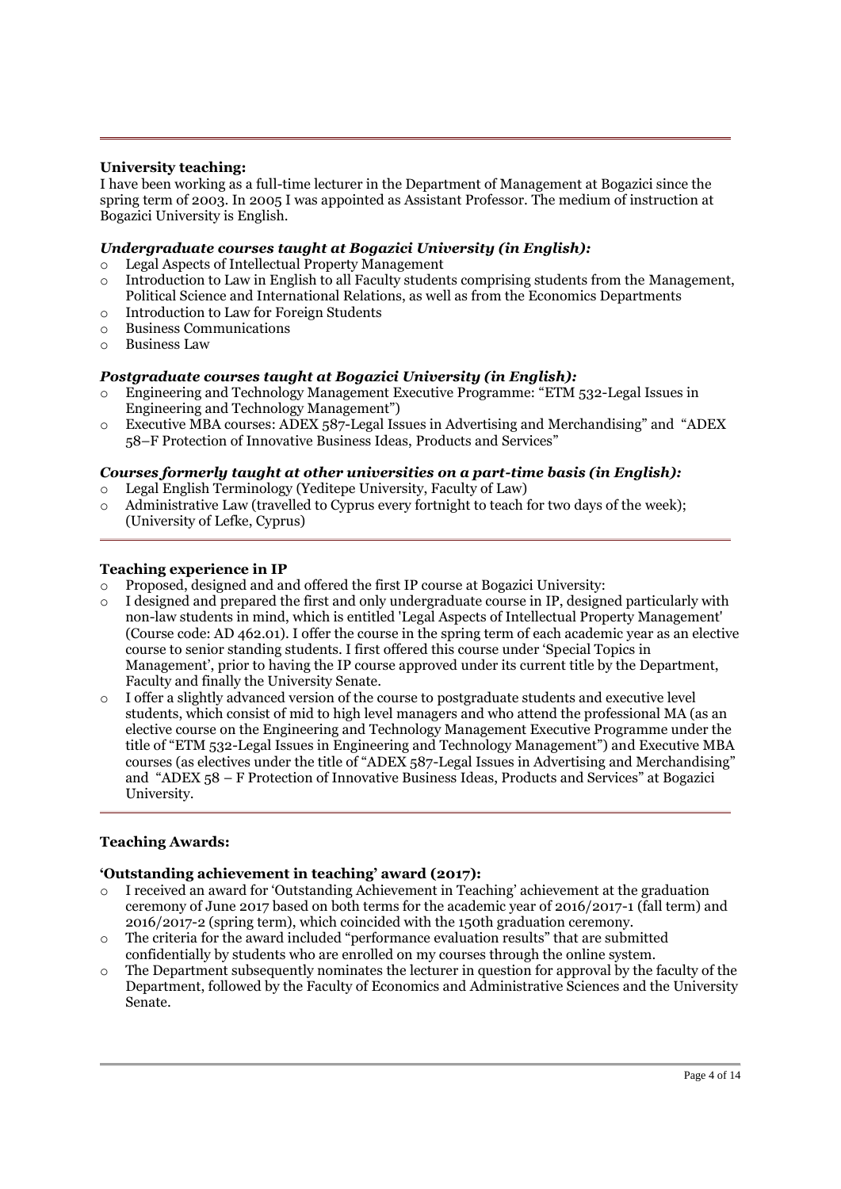**University teaching:**

I have been working as a full-time lecturer in the Department of Management at Bogazici since the spring term of 2003. In 2005 I was appointed as Assistant Professor. The medium of instruction at Bogazici University is English.

***Undergraduate courses taught at Bogazici University (in English):***

- Legal Aspects of Intellectual Property Management
- Introduction to Law in English to all Faculty students comprising students from the Management, Political Science and International Relations, as well as from the Economics Departments
- Introduction to Law for Foreign Students
- Business Communications
- Business Law

***Postgraduate courses taught at Bogazici University (in English):***

- Engineering and Technology Management Executive Programme: "ETM 532-Legal Issues in Engineering and Technology Management")
- Executive MBA courses: ADEX 587-Legal Issues in Advertising and Merchandising" and "ADEX 58–F Protection of Innovative Business Ideas, Products and Services"

***Courses formerly taught at other universities on a part-time basis (in English):***

- Legal English Terminology (Yeditepe University, Faculty of Law)
- Administrative Law (travelled to Cyprus every fortnight to teach for two days of the week); (University of Lefke, Cyprus)

---

**Teaching experience in IP**

- Proposed, designed and and offered the first IP course at Bogazici University:
- I designed and prepared the first and only undergraduate course in IP, designed particularly with non-law students in mind, which is entitled 'Legal Aspects of Intellectual Property Management' (Course code: AD 462.01). I offer the course in the spring term of each academic year as an elective course to senior standing students. I first offered this course under 'Special Topics in Management', prior to having the IP course approved under its current title by the Department, Faculty and finally the University Senate.
- I offer a slightly advanced version of the course to postgraduate students and executive level students, which consist of mid to high level managers and who attend the professional MA (as an elective course on the Engineering and Technology Management Executive Programme under the title of "ETM 532-Legal Issues in Engineering and Technology Management") and Executive MBA courses (as electives under the title of "ADEX 587-Legal Issues in Advertising and Merchandising" and "ADEX 58 – F Protection of Innovative Business Ideas, Products and Services" at Bogazici University.

---

**Teaching Awards:**

**'Outstanding achievement in teaching' award (2017):**

- I received an award for 'Outstanding Achievement in Teaching' achievement at the graduation ceremony of June 2017 based on both terms for the academic year of 2016/2017-1 (fall term) and 2016/2017-2 (spring term), which coincided with the 150th graduation ceremony.
- The criteria for the award included "performance evaluation results" that are submitted confidentially by students who are enrolled on my courses through the online system.
- The Department subsequently nominates the lecturer in question for approval by the faculty of the Department, followed by the Faculty of Economics and Administrative Sciences and the University Senate.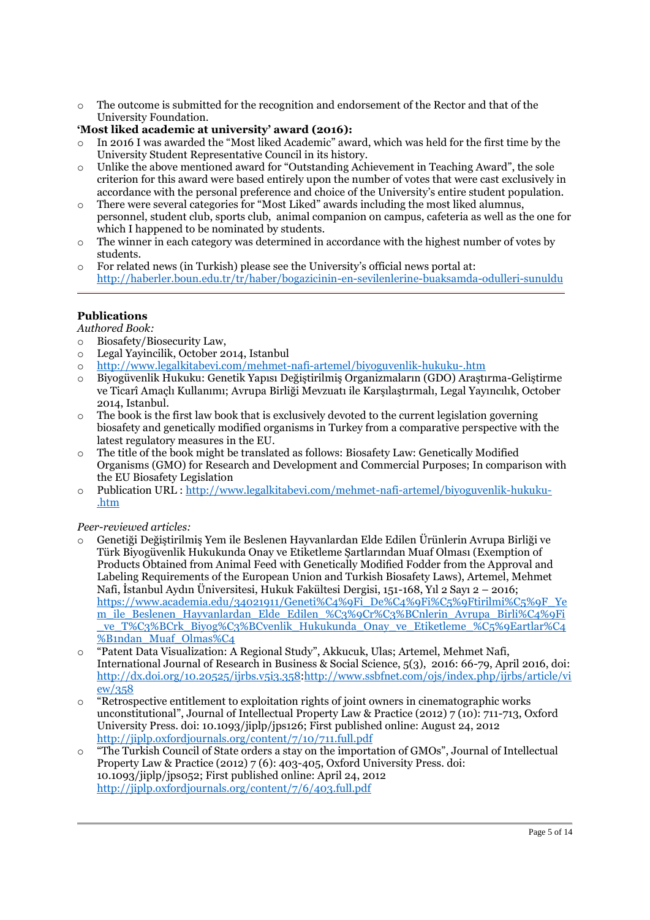- The outcome is submitted for the recognition and endorsement of the Rector and that of the University Foundation.

**'Most liked academic at university' award (2016):**

- In 2016 I was awarded the "Most liked Academic" award, which was held for the first time by the University Student Representative Council in its history.
- Unlike the above mentioned award for "Outstanding Achievement in Teaching Award", the sole criterion for this award were based entirely upon the number of votes that were cast exclusively in accordance with the personal preference and choice of the University's entire student population.
- There were several categories for "Most Liked" awards including the most liked alumnus, personnel, student club, sports club, animal companion on campus, cafeteria as well as the one for which I happened to be nominated by students.
- The winner in each category was determined in accordance with the highest number of votes by students.
- For related news (in Turkish) please see the University's official news portal at: http://haberler.boun.edu.tr/tr/haber/bogazicinin-en-sevilenlerine-buaksamda-odulleri-sunuldu

---

**Publications**

*Authored Book:*

- Biosafety/Biosecurity Law,
- Legal Yayincilik, October 2014, Istanbul
- http://www.legalkitabevi.com/mehmet-nafi-artemel/biyoguvenlik-hukuku-.htm
- Biyogüvenlik Hukuku: Genetik Yapısı Değiştirilmiş Organizmaların (GDO) Araştırma-Geliştirme ve Ticarî Amaçlı Kullanımı; Avrupa Birliği Mevzuatı ile Karşılaştırmalı, Legal Yayıncılık, October 2014, Istanbul.
- The book is the first law book that is exclusively devoted to the current legislation governing biosafety and genetically modified organisms in Turkey from a comparative perspective with the latest regulatory measures in the EU.
- The title of the book might be translated as follows: Biosafety Law: Genetically Modified Organisms (GMO) for Research and Development and Commercial Purposes; In comparison with the EU Biosafety Legislation
- Publication URL : http://www.legalkitabevi.com/mehmet-nafi-artemel/biyoguvenlik-hukuku-.htm

*Peer-reviewed articles:*

- Genetiği Değiştirilmiş Yem ile Beslenen Hayvanlardan Elde Edilen Ürünlerin Avrupa Birliği ve Türk Biyogüvenlik Hukukunda Onay ve Etiketleme Şartlarından Muaf Olması (Exemption of Products Obtained from Animal Feed with Genetically Modified Fodder from the Approval and Labeling Requirements of the European Union and Turkish Biosafety Laws), Artemel, Mehmet Nafi, İstanbul Aydın Üniversitesi, Hukuk Fakültesi Dergisi, 151-168, Yıl 2 Sayı 2 – 2016; https://www.academia.edu/34021911/Geneti%C4%9Fi_De%C4%9Fi%C5%9Ftirilmi%C5%9F_Yem_ile_Beslenen_Hayvanlardan_Elde_Edilen_%C3%9Cr%C3%BCnlerin_Avrupa_Birli%C4%9Fi_ve_T%C3%BCrk_Biyog%C3%BCvenlik_Hukukunda_Onay_ve_Etiketleme_%C5%9Eartlar%C4%B1ndan_Muaf_Olmas%C4
- "Patent Data Visualization: A Regional Study", Akkucuk, Ulas; Artemel, Mehmet Nafi, International Journal of Research in Business & Social Science, 5(3), 2016: 66-79, April 2016, doi: http://dx.doi.org/10.20525/ijrbs.v5i3.358:http://www.ssbfnet.com/ojs/index.php/ijrbs/article/view/358
- "Retrospective entitlement to exploitation rights of joint owners in cinematographic works unconstitutional", Journal of Intellectual Property Law & Practice (2012) 7 (10): 711-713, Oxford University Press. doi: 10.1093/jiplp/jps126; First published online: August 24, 2012 http://jiplp.oxfordjournals.org/content/7/10/711.full.pdf
- "The Turkish Council of State orders a stay on the importation of GMOs", Journal of Intellectual Property Law & Practice (2012) 7 (6): 403-405, Oxford University Press. doi: 10.1093/jiplp/jps052; First published online: April 24, 2012 http://jiplp.oxfordjournals.org/content/7/6/403.full.pdf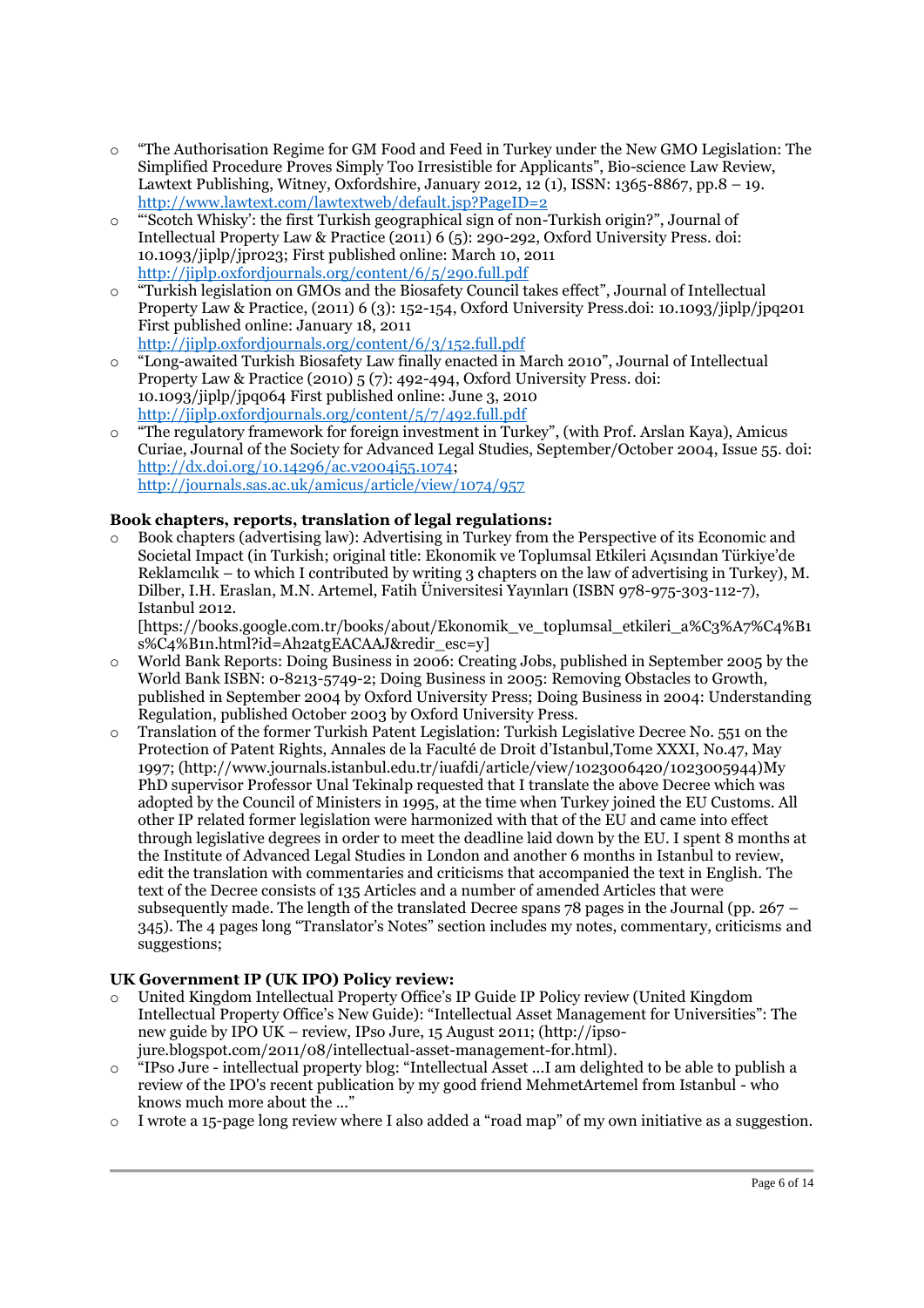- "The Authorisation Regime for GM Food and Feed in Turkey under the New GMO Legislation: The Simplified Procedure Proves Simply Too Irresistible for Applicants", Bio-science Law Review, Lawtext Publishing, Witney, Oxfordshire, January 2012, 12 (1), ISSN: 1365-8867, pp.8 – 19. http://www.lawtext.com/lawtextweb/default.jsp?PageID=2
- "'Scotch Whisky': the first Turkish geographical sign of non-Turkish origin?", Journal of Intellectual Property Law & Practice (2011) 6 (5): 290-292, Oxford University Press. doi: 10.1093/jiplp/jpr023; First published online: March 10, 2011 http://jiplp.oxfordjournals.org/content/6/5/290.full.pdf
- "Turkish legislation on GMOs and the Biosafety Council takes effect", Journal of Intellectual Property Law & Practice, (2011) 6 (3): 152-154, Oxford University Press.doi: 10.1093/jiplp/jpq201 First published online: January 18, 2011 http://jiplp.oxfordjournals.org/content/6/3/152.full.pdf
- "Long-awaited Turkish Biosafety Law finally enacted in March 2010", Journal of Intellectual Property Law & Practice (2010) 5 (7): 492-494, Oxford University Press. doi: 10.1093/jiplp/jpq064 First published online: June 3, 2010 http://jiplp.oxfordjournals.org/content/5/7/492.full.pdf
- "The regulatory framework for foreign investment in Turkey", (with Prof. Arslan Kaya), Amicus Curiae, Journal of the Society for Advanced Legal Studies, September/October 2004, Issue 55. doi: http://dx.doi.org/10.14296/ac.v2004i55.1074; http://journals.sas.ac.uk/amicus/article/view/1074/957

**Book chapters, reports, translation of legal regulations:**

- Book chapters (advertising law): Advertising in Turkey from the Perspective of its Economic and Societal Impact (in Turkish; original title: Ekonomik ve Toplumsal Etkileri Açısından Türkiye'de Reklamcılık – to which I contributed by writing 3 chapters on the law of advertising in Turkey), M. Dilber, I.H. Eraslan, M.N. Artemel, Fatih Üniversitesi Yayınları (ISBN 978-975-303-112-7), Istanbul 2012.
  [https://books.google.com.tr/books/about/Ekonomik_ve_toplumsal_etkileri_a%C3%A7%C4%B1s%C4%B1n.html?id=Ah2atgEACAAJ&redir_esc=y]
- World Bank Reports: Doing Business in 2006: Creating Jobs, published in September 2005 by the World Bank ISBN: 0-8213-5749-2; Doing Business in 2005: Removing Obstacles to Growth, published in September 2004 by Oxford University Press; Doing Business in 2004: Understanding Regulation, published October 2003 by Oxford University Press.
- Translation of the former Turkish Patent Legislation: Turkish Legislative Decree No. 551 on the Protection of Patent Rights, Annales de la Faculté de Droit d'Istanbul,Tome XXXI, No.47, May 1997; (http://www.journals.istanbul.edu.tr/iuafdi/article/view/1023006420/1023005944)My PhD supervisor Professor Unal Tekinalp requested that I translate the above Decree which was adopted by the Council of Ministers in 1995, at the time when Turkey joined the EU Customs. All other IP related former legislation were harmonized with that of the EU and came into effect through legislative degrees in order to meet the deadline laid down by the EU. I spent 8 months at the Institute of Advanced Legal Studies in London and another 6 months in Istanbul to review, edit the translation with commentaries and criticisms that accompanied the text in English. The text of the Decree consists of 135 Articles and a number of amended Articles that were subsequently made. The length of the translated Decree spans 78 pages in the Journal (pp. 267 – 345). The 4 pages long "Translator's Notes" section includes my notes, commentary, criticisms and suggestions;

**UK Government IP (UK IPO) Policy review:**

- United Kingdom Intellectual Property Office's IP Guide IP Policy review (United Kingdom Intellectual Property Office's New Guide): "Intellectual Asset Management for Universities": The new guide by IPO UK – review, IPso Jure, 15 August 2011; (http://ipso-jure.blogspot.com/2011/08/intellectual-asset-management-for.html).
- "IPso Jure - intellectual property blog: "Intellectual Asset ...I am delighted to be able to publish a review of the IPO's recent publication by my good friend MehmetArtemel from Istanbul - who knows much more about the ..."
- I wrote a 15-page long review where I also added a "road map" of my own initiative as a suggestion.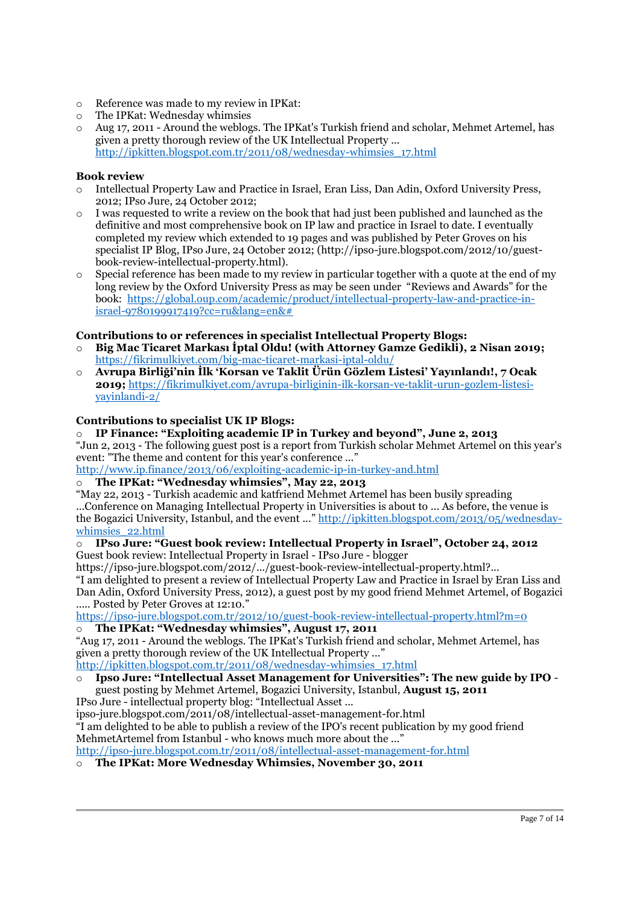- Reference was made to my review in IPKat:
- The IPKat: Wednesday whimsies
- Aug 17, 2011 - Around the weblogs. The IPKat's Turkish friend and scholar, Mehmet Artemel, has given a pretty thorough review of the UK Intellectual Property ... http://ipkitten.blogspot.com.tr/2011/08/wednesday-whimsies_17.html

**Book review**

- Intellectual Property Law and Practice in Israel, Eran Liss, Dan Adin, Oxford University Press, 2012; IPso Jure, 24 October 2012;
- I was requested to write a review on the book that had just been published and launched as the definitive and most comprehensive book on IP law and practice in Israel to date. I eventually completed my review which extended to 19 pages and was published by Peter Groves on his specialist IP Blog, IPso Jure, 24 October 2012; (http://ipso-jure.blogspot.com/2012/10/guest-book-review-intellectual-property.html).
- Special reference has been made to my review in particular together with a quote at the end of my long review by the Oxford University Press as may be seen under "Reviews and Awards" for the book: https://global.oup.com/academic/product/intellectual-property-law-and-practice-in-israel-9780199917419?cc=ru&lang=en&#

**Contributions to or references in specialist Intellectual Property Blogs:**

- **Big Mac Ticaret Markası İptal Oldu! (with Attorney Gamze Gedikli), 2 Nisan 2019;** https://fikrimulkiyet.com/big-mac-ticaret-markasi-iptal-oldu/
- **Avrupa Birliği'nin İlk 'Korsan ve Taklit Ürün Gözlem Listesi' Yayınlandı!, 7 Ocak 2019;** https://fikrimulkiyet.com/avrupa-birliginin-ilk-korsan-ve-taklit-urun-gozlem-listesi-yayinlandi-2/

**Contributions to specialist UK IP Blogs:**

- **IP Finance: "Exploiting academic IP in Turkey and beyond", June 2, 2013**

"Jun 2, 2013 - The following guest post is a report from Turkish scholar Mehmet Artemel on this year's event: "The theme and content for this year's conference ..."
http://www.ip.finance/2013/06/exploiting-academic-ip-in-turkey-and.html

- **The IPKat: "Wednesday whimsies", May 22, 2013**

"May 22, 2013 - Turkish academic and katfriend Mehmet Artemel has been busily spreading ...Conference on Managing Intellectual Property in Universities is about to ... As before, the venue is the Bogazici University, Istanbul, and the event ..." http://ipkitten.blogspot.com/2013/05/wednesday-whimsies_22.html

- **IPso Jure: "Guest book review: Intellectual Property in Israel", October 24, 2012**

Guest book review: Intellectual Property in Israel - IPso Jure - blogger
https://ipso-jure.blogspot.com/2012/.../guest-book-review-intellectual-property.html?...
"I am delighted to present a review of Intellectual Property Law and Practice in Israel by Eran Liss and Dan Adin, Oxford University Press, 2012), a guest post by my good friend Mehmet Artemel, of Bogazici ..... Posted by Peter Groves at 12:10."
https://ipso-jure.blogspot.com.tr/2012/10/guest-book-review-intellectual-property.html?m=0

- **The IPKat: "Wednesday whimsies", August 17, 2011**

"Aug 17, 2011 - Around the weblogs. The IPKat's Turkish friend and scholar, Mehmet Artemel, has given a pretty thorough review of the UK Intellectual Property ..."
http://ipkitten.blogspot.com.tr/2011/08/wednesday-whimsies_17.html

- **Ipso Jure: "Intellectual Asset Management for Universities": The new guide by IPO** - guest posting by Mehmet Artemel, Bogazici University, Istanbul, **August 15, 2011**

IPso Jure - intellectual property blog: "Intellectual Asset ...
ipso-jure.blogspot.com/2011/08/intellectual-asset-management-for.html
"I am delighted to be able to publish a review of the IPO's recent publication by my good friend MehmetArtemel from Istanbul - who knows much more about the ..."
http://ipso-jure.blogspot.com.tr/2011/08/intellectual-asset-management-for.html

- **The IPKat: More Wednesday Whimsies, November 30, 2011**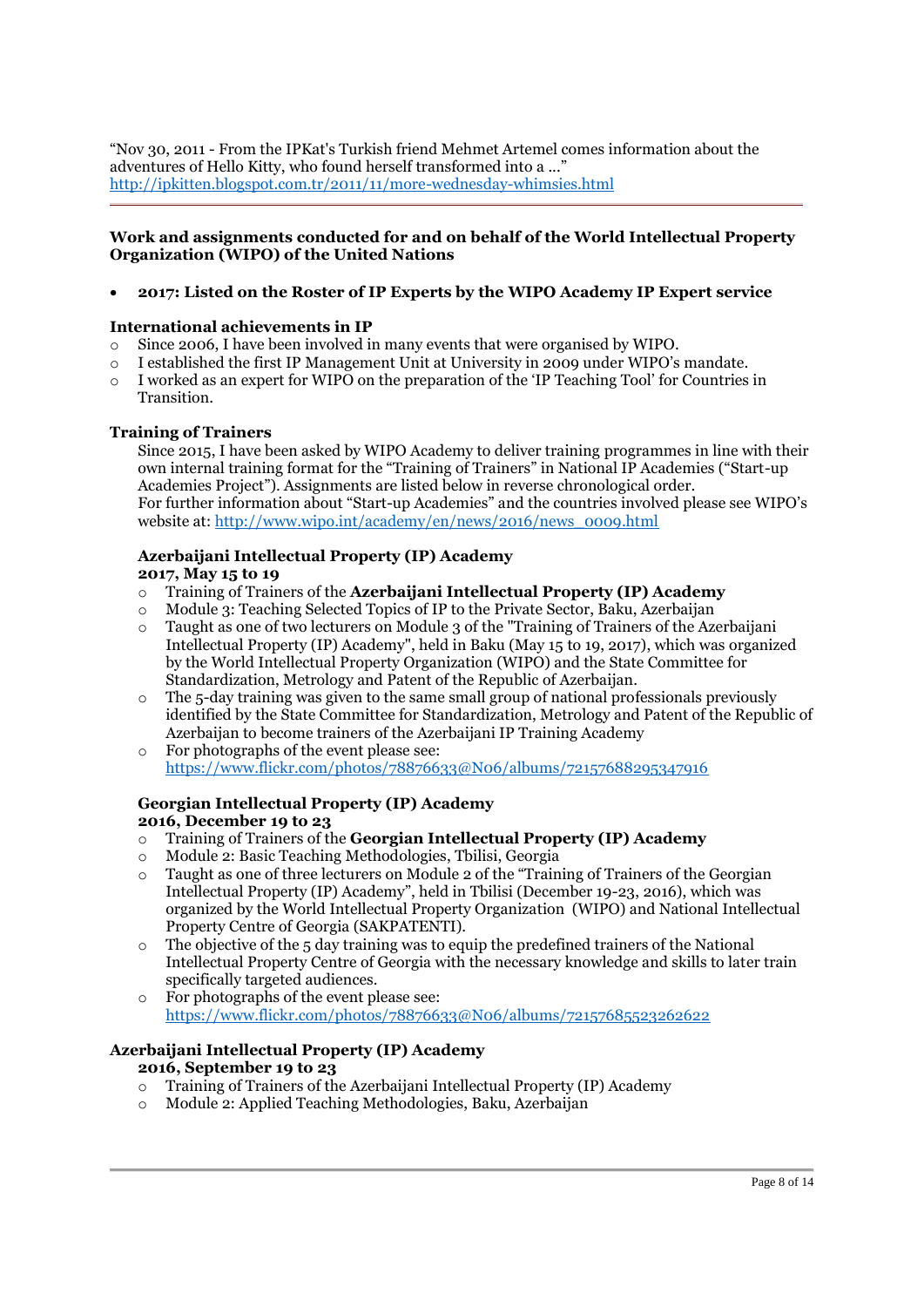"Nov 30, 2011 - From the IPKat's Turkish friend Mehmet Artemel comes information about the adventures of Hello Kitty, who found herself transformed into a ..."
http://ipkitten.blogspot.com.tr/2011/11/more-wednesday-whimsies.html

---

**Work and assignments conducted for and on behalf of the World Intellectual Property Organization (WIPO) of the United Nations**

- **2017: Listed on the Roster of IP Experts by the WIPO Academy IP Expert service**

**International achievements in IP**

- Since 2006, I have been involved in many events that were organised by WIPO.
- I established the first IP Management Unit at University in 2009 under WIPO's mandate.
- I worked as an expert for WIPO on the preparation of the 'IP Teaching Tool' for Countries in Transition.

**Training of Trainers**

Since 2015, I have been asked by WIPO Academy to deliver training programmes in line with their own internal training format for the "Training of Trainers" in National IP Academies ("Start-up Academies Project"). Assignments are listed below in reverse chronological order.
For further information about "Start-up Academies" and the countries involved please see WIPO's website at: http://www.wipo.int/academy/en/news/2016/news_0009.html

**Azerbaijani Intellectual Property (IP) Academy**
**2017, May 15 to 19**

- Training of Trainers of the **Azerbaijani Intellectual Property (IP) Academy**
- Module 3: Teaching Selected Topics of IP to the Private Sector, Baku, Azerbaijan
- Taught as one of two lecturers on Module 3 of the "Training of Trainers of the Azerbaijani Intellectual Property (IP) Academy", held in Baku (May 15 to 19, 2017), which was organized by the World Intellectual Property Organization (WIPO) and the State Committee for Standardization, Metrology and Patent of the Republic of Azerbaijan.
- The 5-day training was given to the same small group of national professionals previously identified by the State Committee for Standardization, Metrology and Patent of the Republic of Azerbaijan to become trainers of the Azerbaijani IP Training Academy
- For photographs of the event please see: https://www.flickr.com/photos/78876633@N06/albums/72157688295347916

**Georgian Intellectual Property (IP) Academy**
**2016, December 19 to 23**

- Training of Trainers of the **Georgian Intellectual Property (IP) Academy**
- Module 2: Basic Teaching Methodologies, Tbilisi, Georgia
- Taught as one of three lecturers on Module 2 of the "Training of Trainers of the Georgian Intellectual Property (IP) Academy", held in Tbilisi (December 19-23, 2016), which was organized by the World Intellectual Property Organization (WIPO) and National Intellectual Property Centre of Georgia (SAKPATENTI).
- The objective of the 5 day training was to equip the predefined trainers of the National Intellectual Property Centre of Georgia with the necessary knowledge and skills to later train specifically targeted audiences.
- For photographs of the event please see: https://www.flickr.com/photos/78876633@N06/albums/72157685523262622

**Azerbaijani Intellectual Property (IP) Academy**
**2016, September 19 to 23**

- Training of Trainers of the Azerbaijani Intellectual Property (IP) Academy
- Module 2: Applied Teaching Methodologies, Baku, Azerbaijan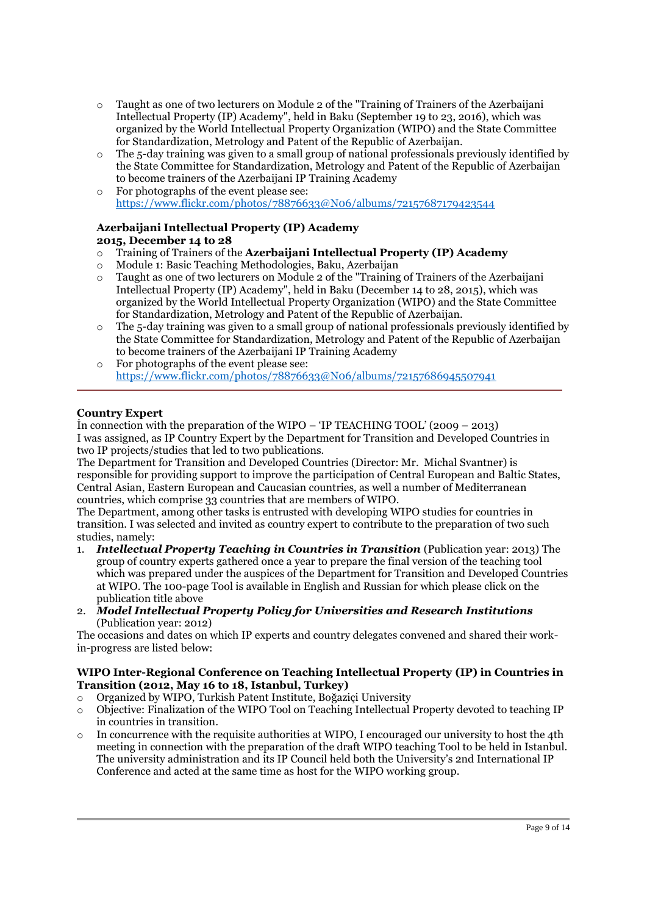- Taught as one of two lecturers on Module 2 of the "Training of Trainers of the Azerbaijani Intellectual Property (IP) Academy", held in Baku (September 19 to 23, 2016), which was organized by the World Intellectual Property Organization (WIPO) and the State Committee for Standardization, Metrology and Patent of the Republic of Azerbaijan.
- The 5-day training was given to a small group of national professionals previously identified by the State Committee for Standardization, Metrology and Patent of the Republic of Azerbaijan to become trainers of the Azerbaijani IP Training Academy
- For photographs of the event please see: https://www.flickr.com/photos/78876633@N06/albums/72157687179423544

**Azerbaijani Intellectual Property (IP) Academy**
**2015, December 14 to 28**

- Training of Trainers of the **Azerbaijani Intellectual Property (IP) Academy**
- Module 1: Basic Teaching Methodologies, Baku, Azerbaijan
- Taught as one of two lecturers on Module 2 of the "Training of Trainers of the Azerbaijani Intellectual Property (IP) Academy", held in Baku (December 14 to 28, 2015), which was organized by the World Intellectual Property Organization (WIPO) and the State Committee for Standardization, Metrology and Patent of the Republic of Azerbaijan.
- The 5-day training was given to a small group of national professionals previously identified by the State Committee for Standardization, Metrology and Patent of the Republic of Azerbaijan to become trainers of the Azerbaijani IP Training Academy
- For photographs of the event please see: https://www.flickr.com/photos/78876633@N06/albums/72157686945507941

---

**Country Expert**

İn connection with the preparation of the WIPO – 'IP TEACHING TOOL' (2009 – 2013)
I was assigned, as IP Country Expert by the Department for Transition and Developed Countries in two IP projects/studies that led to two publications.
The Department for Transition and Developed Countries (Director: Mr. Michal Svantner) is responsible for providing support to improve the participation of Central European and Baltic States, Central Asian, Eastern European and Caucasian countries, as well a number of Mediterranean countries, which comprise 33 countries that are members of WIPO.
The Department, among other tasks is entrusted with developing WIPO studies for countries in transition. I was selected and invited as country expert to contribute to the preparation of two such studies, namely:

1. ***Intellectual Property Teaching in Countries in Transition*** (Publication year: 2013) The group of country experts gathered once a year to prepare the final version of the teaching tool which was prepared under the auspices of the Department for Transition and Developed Countries at WIPO. The 100-page Tool is available in English and Russian for which please click on the publication title above
2. ***Model Intellectual Property Policy for Universities and Research Institutions*** (Publication year: 2012)

The occasions and dates on which IP experts and country delegates convened and shared their work-in-progress are listed below:

**WIPO Inter-Regional Conference on Teaching Intellectual Property (IP) in Countries in Transition (2012, May 16 to 18, Istanbul, Turkey)**

- Organized by WIPO, Turkish Patent Institute, Boğaziçi University
- Objective: Finalization of the WIPO Tool on Teaching Intellectual Property devoted to teaching IP in countries in transition.
- In concurrence with the requisite authorities at WIPO, I encouraged our university to host the 4th meeting in connection with the preparation of the draft WIPO teaching Tool to be held in Istanbul. The university administration and its IP Council held both the University's 2nd International IP Conference and acted at the same time as host for the WIPO working group.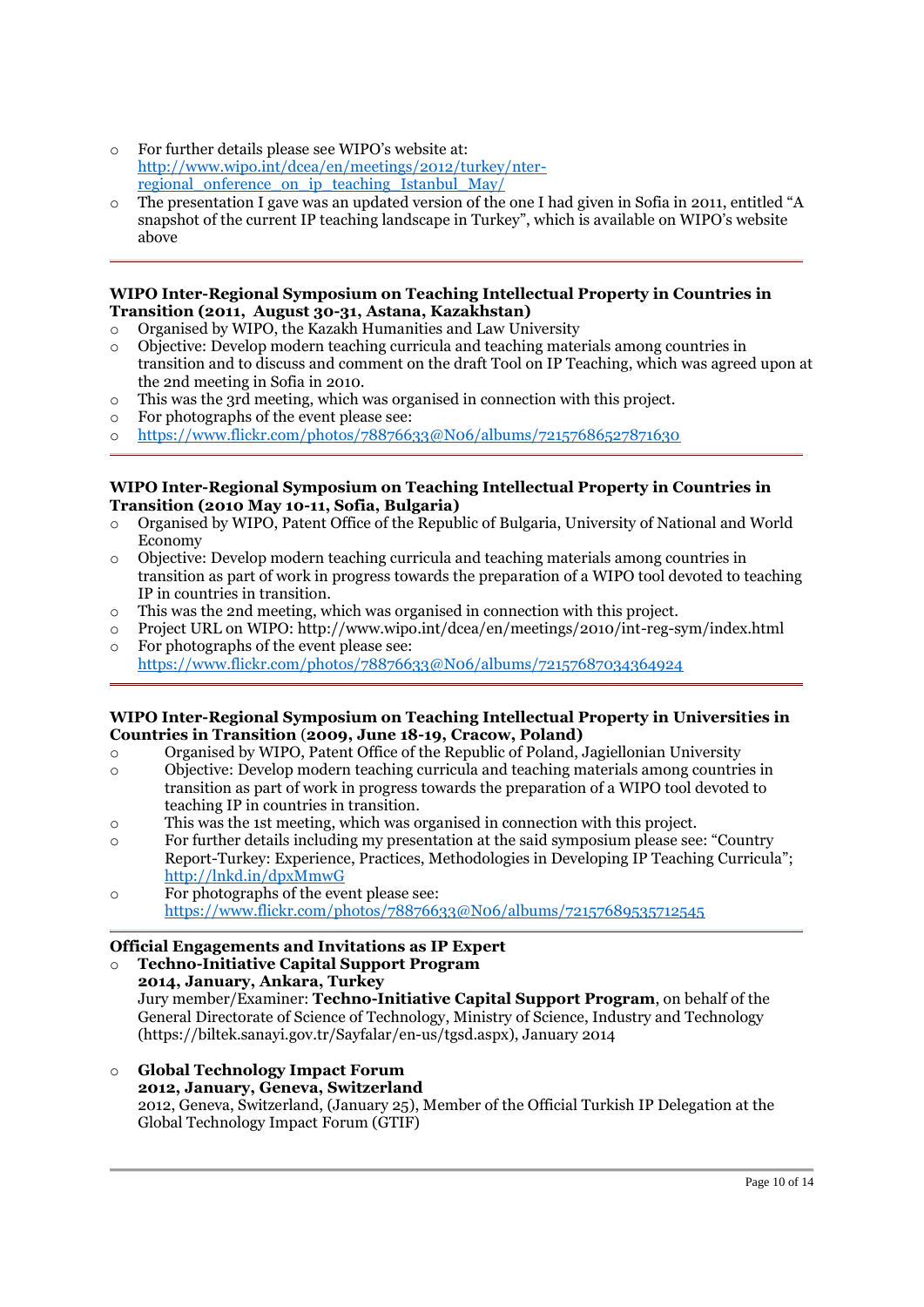- For further details please see WIPO's website at: http://www.wipo.int/dcea/en/meetings/2012/turkey/nter-regional_onference_on_ip_teaching_Istanbul_May/
- The presentation I gave was an updated version of the one I had given in Sofia in 2011, entitled "A snapshot of the current IP teaching landscape in Turkey", which is available on WIPO's website above

---

**WIPO Inter-Regional Symposium on Teaching Intellectual Property in Countries in Transition (2011, August 30-31, Astana, Kazakhstan)**

- Organised by WIPO, the Kazakh Humanities and Law University
- Objective: Develop modern teaching curricula and teaching materials among countries in transition and to discuss and comment on the draft Tool on IP Teaching, which was agreed upon at the 2nd meeting in Sofia in 2010.
- This was the 3rd meeting, which was organised in connection with this project.
- For photographs of the event please see:
- https://www.flickr.com/photos/78876633@N06/albums/72157686527871630

---

**WIPO Inter-Regional Symposium on Teaching Intellectual Property in Countries in Transition (2010 May 10-11, Sofia, Bulgaria)**

- Organised by WIPO, Patent Office of the Republic of Bulgaria, University of National and World Economy
- Objective: Develop modern teaching curricula and teaching materials among countries in transition as part of work in progress towards the preparation of a WIPO tool devoted to teaching IP in countries in transition.
- This was the 2nd meeting, which was organised in connection with this project.
- Project URL on WIPO: http://www.wipo.int/dcea/en/meetings/2010/int-reg-sym/index.html
- For photographs of the event please see: https://www.flickr.com/photos/78876633@N06/albums/72157687034364924

---

**WIPO Inter-Regional Symposium on Teaching Intellectual Property in Universities in Countries in Transition (2009, June 18-19, Cracow, Poland)**

- Organised by WIPO, Patent Office of the Republic of Poland, Jagiellonian University
- Objective: Develop modern teaching curricula and teaching materials among countries in transition as part of work in progress towards the preparation of a WIPO tool devoted to teaching IP in countries in transition.
- This was the 1st meeting, which was organised in connection with this project.
- For further details including my presentation at the said symposium please see: "Country Report-Turkey: Experience, Practices, Methodologies in Developing IP Teaching Curricula"; http://lnkd.in/dpxMmwG
- For photographs of the event please see: https://www.flickr.com/photos/78876633@N06/albums/72157689535712545

---

**Official Engagements and Invitations as IP Expert**

- **Techno-Initiative Capital Support Program**
  **2014, January, Ankara, Turkey**
  Jury member/Examiner: **Techno-Initiative Capital Support Program**, on behalf of the General Directorate of Science of Technology, Ministry of Science, Industry and Technology (https://biltek.sanayi.gov.tr/Sayfalar/en-us/tgsd.aspx), January 2014

- **Global Technology Impact Forum**
  **2012, January, Geneva, Switzerland**
  2012, Geneva, Switzerland, (January 25), Member of the Official Turkish IP Delegation at the Global Technology Impact Forum (GTIF)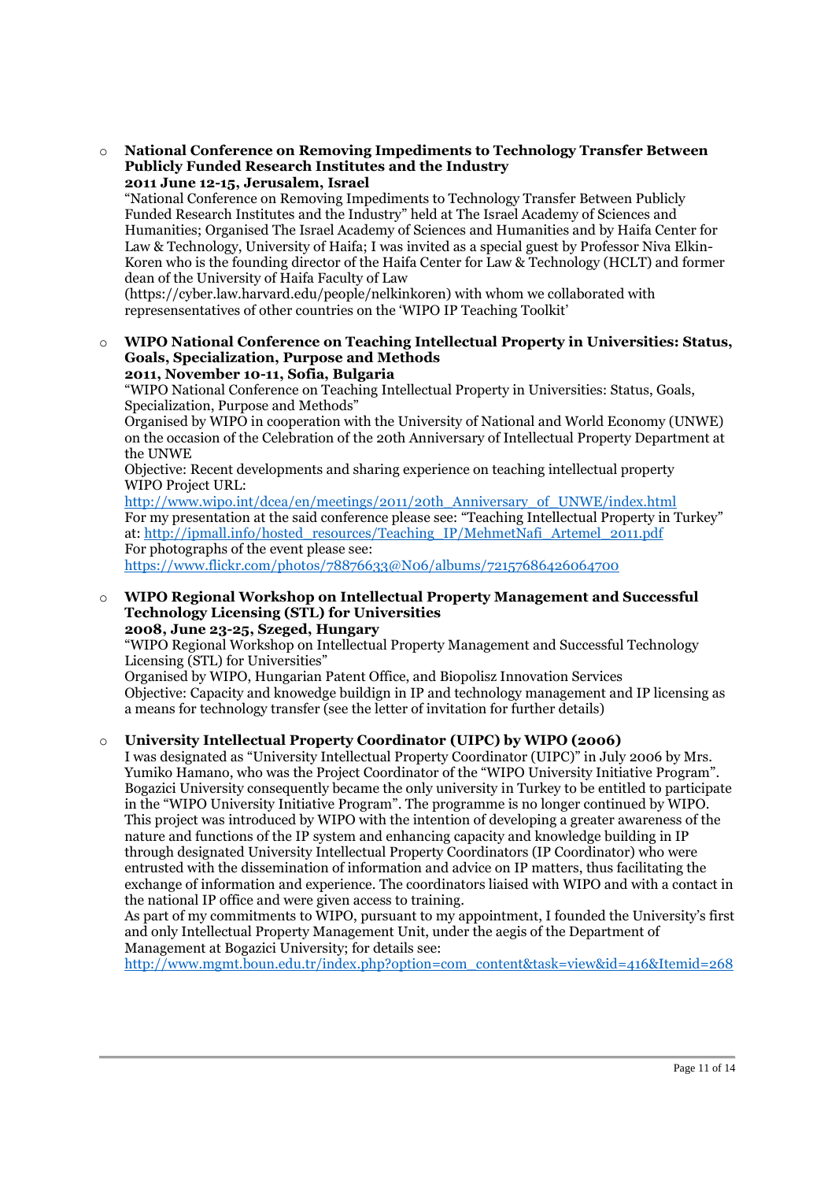- **National Conference on Removing Impediments to Technology Transfer Between Publicly Funded Research Institutes and the Industry**
  **2011 June 12-15, Jerusalem, Israel**
  "National Conference on Removing Impediments to Technology Transfer Between Publicly Funded Research Institutes and the Industry" held at The Israel Academy of Sciences and Humanities; Organised The Israel Academy of Sciences and Humanities and by Haifa Center for Law & Technology, University of Haifa; I was invited as a special guest by Professor Niva Elkin-Koren who is the founding director of the Haifa Center for Law & Technology (HCLT) and former dean of the University of Haifa Faculty of Law (https://cyber.law.harvard.edu/people/nelkinkoren) with whom we collaborated with represensentatives of other countries on the 'WIPO IP Teaching Toolkit'

- **WIPO National Conference on Teaching Intellectual Property in Universities: Status, Goals, Specialization, Purpose and Methods**
  **2011, November 10-11, Sofia, Bulgaria**
  "WIPO National Conference on Teaching Intellectual Property in Universities: Status, Goals, Specialization, Purpose and Methods"
  Organised by WIPO in cooperation with the University of National and World Economy (UNWE) on the occasion of the Celebration of the 20th Anniversary of Intellectual Property Department at the UNWE
  Objective: Recent developments and sharing experience on teaching intellectual property
  WIPO Project URL:
  http://www.wipo.int/dcea/en/meetings/2011/20th_Anniversary_of_UNWE/index.html
  For my presentation at the said conference please see: "Teaching Intellectual Property in Turkey" at: http://ipmall.info/hosted_resources/Teaching_IP/MehmetNafi_Artemel_2011.pdf
  For photographs of the event please see:
  https://www.flickr.com/photos/78876633@N06/albums/72157686426064700

- **WIPO Regional Workshop on Intellectual Property Management and Successful Technology Licensing (STL) for Universities**
  **2008, June 23-25, Szeged, Hungary**
  "WIPO Regional Workshop on Intellectual Property Management and Successful Technology Licensing (STL) for Universities"
  Organised by WIPO, Hungarian Patent Office, and Biopolisz Innovation Services
  Objective: Capacity and knowedge buildign in IP and technology management and IP licensing as a means for technology transfer (see the letter of invitation for further details)

- **University Intellectual Property Coordinator (UIPC) by WIPO (2006)**
  I was designated as "University Intellectual Property Coordinator (UIPC)" in July 2006 by Mrs. Yumiko Hamano, who was the Project Coordinator of the "WIPO University Initiative Program". Bogazici University consequently became the only university in Turkey to be entitled to participate in the "WIPO University Initiative Program". The programme is no longer continued by WIPO. This project was introduced by WIPO with the intention of developing a greater awareness of the nature and functions of the IP system and enhancing capacity and knowledge building in IP through designated University Intellectual Property Coordinators (IP Coordinator) who were entrusted with the dissemination of information and advice on IP matters, thus facilitating the exchange of information and experience. The coordinators liaised with WIPO and with a contact in the national IP office and were given access to training.
  As part of my commitments to WIPO, pursuant to my appointment, I founded the University's first and only Intellectual Property Management Unit, under the aegis of the Department of Management at Bogazici University; for details see:
  http://www.mgmt.boun.edu.tr/index.php?option=com_content&task=view&id=416&Itemid=268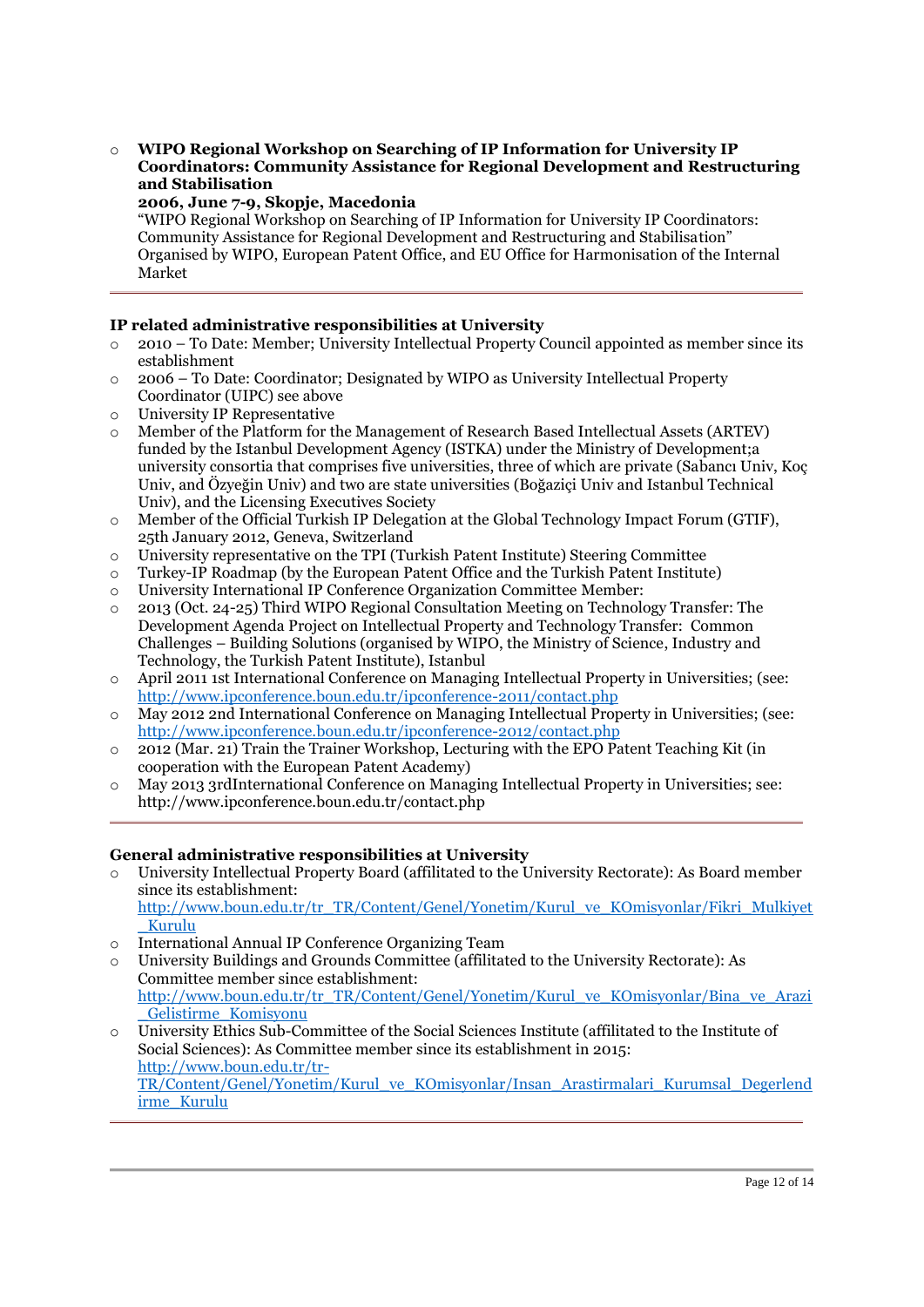- **WIPO Regional Workshop on Searching of IP Information for University IP Coordinators: Community Assistance for Regional Development and Restructuring and Stabilisation**
  **2006, June 7-9, Skopje, Macedonia**
  "WIPO Regional Workshop on Searching of IP Information for University IP Coordinators: Community Assistance for Regional Development and Restructuring and Stabilisation" Organised by WIPO, European Patent Office, and EU Office for Harmonisation of the Internal Market

---

**IP related administrative responsibilities at University**

- 2010 – To Date: Member; University Intellectual Property Council appointed as member since its establishment
- 2006 – To Date: Coordinator; Designated by WIPO as University Intellectual Property Coordinator (UIPC) see above
- University IP Representative
- Member of the Platform for the Management of Research Based Intellectual Assets (ARTEV) funded by the Istanbul Development Agency (ISTKA) under the Ministry of Development;a university consortia that comprises five universities, three of which are private (Sabancı Univ, Koç Univ, and Özyeğin Univ) and two are state universities (Boğaziçi Univ and Istanbul Technical Univ), and the Licensing Executives Society
- Member of the Official Turkish IP Delegation at the Global Technology Impact Forum (GTIF), 25th January 2012, Geneva, Switzerland
- University representative on the TPI (Turkish Patent Institute) Steering Committee
- Turkey-IP Roadmap (by the European Patent Office and the Turkish Patent Institute)
- University International IP Conference Organization Committee Member:
- 2013 (Oct. 24-25) Third WIPO Regional Consultation Meeting on Technology Transfer: The Development Agenda Project on Intellectual Property and Technology Transfer: Common Challenges – Building Solutions (organised by WIPO, the Ministry of Science, Industry and Technology, the Turkish Patent Institute), Istanbul
- April 2011 1st International Conference on Managing Intellectual Property in Universities; (see: http://www.ipconference.boun.edu.tr/ipconference-2011/contact.php
- May 2012 2nd International Conference on Managing Intellectual Property in Universities; (see: http://www.ipconference.boun.edu.tr/ipconference-2012/contact.php
- 2012 (Mar. 21) Train the Trainer Workshop, Lecturing with the EPO Patent Teaching Kit (in cooperation with the European Patent Academy)
- May 2013 3rdInternational Conference on Managing Intellectual Property in Universities; see: http://www.ipconference.boun.edu.tr/contact.php

---

**General administrative responsibilities at University**

- University Intellectual Property Board (affilitated to the University Rectorate): As Board member since its establishment: http://www.boun.edu.tr/tr_TR/Content/Genel/Yonetim/Kurul_ve_KOmisyonlar/Fikri_Mulkiyet_Kurulu
- International Annual IP Conference Organizing Team
- University Buildings and Grounds Committee (affilitated to the University Rectorate): As Committee member since establishment: http://www.boun.edu.tr/tr_TR/Content/Genel/Yonetim/Kurul_ve_KOmisyonlar/Bina_ve_Arazi_Gelistirme_Komisyonu
- University Ethics Sub-Committee of the Social Sciences Institute (affilitated to the Institute of Social Sciences): As Committee member since its establishment in 2015: http://www.boun.edu.tr/tr-TR/Content/Genel/Yonetim/Kurul_ve_KOmisyonlar/Insan_Arastirmalari_Kurumsal_Degerlendirme_Kurulu

---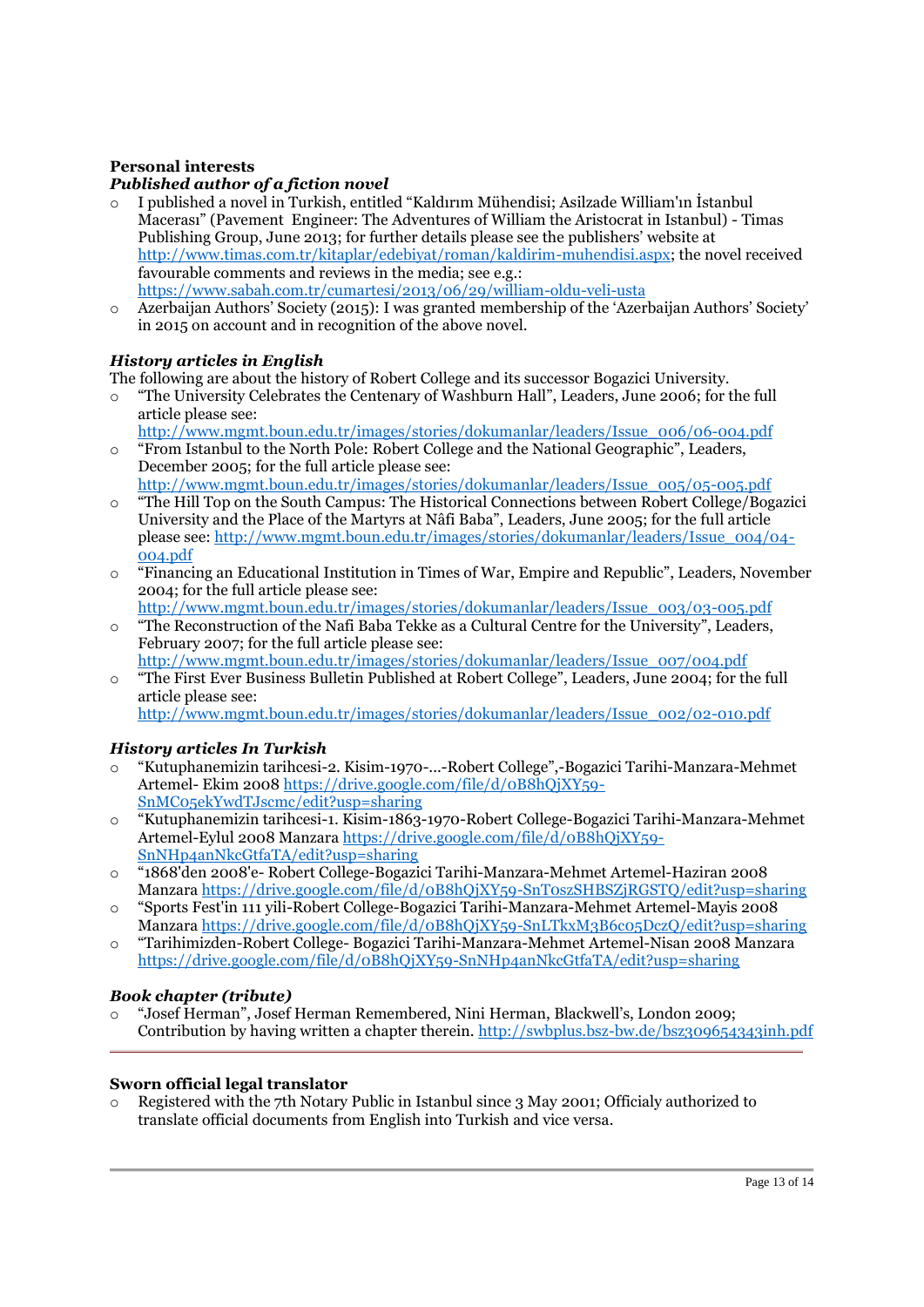**Personal interests**

***Published author of a fiction novel***

- I published a novel in Turkish, entitled "Kaldırım Mühendisi; Asilzade William'ın İstanbul Macerası" (Pavement  Engineer: The Adventures of William the Aristocrat in Istanbul) - Timas Publishing Group, June 2013; for further details please see the publishers' website at http://www.timas.com.tr/kitaplar/edebiyat/roman/kaldirim-muhendisi.aspx; the novel received favourable comments and reviews in the media; see e.g.: https://www.sabah.com.tr/cumartesi/2013/06/29/william-oldu-veli-usta
- Azerbaijan Authors' Society (2015): I was granted membership of the 'Azerbaijan Authors' Society' in 2015 on account and in recognition of the above novel.

***History articles in English***

The following are about the history of Robert College and its successor Bogazici University.

- "The University Celebrates the Centenary of Washburn Hall", Leaders, June 2006; for the full article please see: http://www.mgmt.boun.edu.tr/images/stories/dokumanlar/leaders/Issue_006/06-004.pdf
- "From Istanbul to the North Pole: Robert College and the National Geographic", Leaders, December 2005; for the full article please see: http://www.mgmt.boun.edu.tr/images/stories/dokumanlar/leaders/Issue_005/05-005.pdf
- "The Hill Top on the South Campus: The Historical Connections between Robert College/Bogazici University and the Place of the Martyrs at Nâfi Baba", Leaders, June 2005; for the full article please see: http://www.mgmt.boun.edu.tr/images/stories/dokumanlar/leaders/Issue_004/04-004.pdf
- "Financing an Educational Institution in Times of War, Empire and Republic", Leaders, November 2004; for the full article please see: http://www.mgmt.boun.edu.tr/images/stories/dokumanlar/leaders/Issue_003/03-005.pdf
- "The Reconstruction of the Nafi Baba Tekke as a Cultural Centre for the University", Leaders, February 2007; for the full article please see: http://www.mgmt.boun.edu.tr/images/stories/dokumanlar/leaders/Issue_007/004.pdf
- "The First Ever Business Bulletin Published at Robert College", Leaders, June 2004; for the full article please see: http://www.mgmt.boun.edu.tr/images/stories/dokumanlar/leaders/Issue_002/02-010.pdf

***History articles In Turkish***

- "Kutuphanemizin tarihcesi-2. Kisim-1970-...-Robert College",-Bogazici Tarihi-Manzara-Mehmet Artemel- Ekim 2008 https://drive.google.com/file/d/0B8hQjXY59-SnMC05ekYwdTJscmc/edit?usp=sharing
- "Kutuphanemizin tarihcesi-1. Kisim-1863-1970-Robert College-Bogazici Tarihi-Manzara-Mehmet Artemel-Eylul 2008 Manzara https://drive.google.com/file/d/0B8hQjXY59-SnNHp4anNkcGtfaTA/edit?usp=sharing
- "1868'den 2008'e- Robert College-Bogazici Tarihi-Manzara-Mehmet Artemel-Haziran 2008 Manzara https://drive.google.com/file/d/0B8hQjXY59-SnT0szSHBSZjRGSTQ/edit?usp=sharing
- "Sports Fest'in 111 yili-Robert College-Bogazici Tarihi-Manzara-Mehmet Artemel-Mayis 2008 Manzara https://drive.google.com/file/d/0B8hQjXY59-SnLTkxM3B6c05DczQ/edit?usp=sharing
- "Tarihimizden-Robert College- Bogazici Tarihi-Manzara-Mehmet Artemel-Nisan 2008 Manzara https://drive.google.com/file/d/0B8hQjXY59-SnNHp4anNkcGtfaTA/edit?usp=sharing

***Book chapter (tribute)***

- "Josef Herman", Josef Herman Remembered, Nini Herman, Blackwell's, London 2009; Contribution by having written a chapter therein. http://swbplus.bsz-bw.de/bsz309654343inh.pdf

---

**Sworn official legal translator**

- Registered with the 7th Notary Public in Istanbul since 3 May 2001; Officialy authorized to translate official documents from English into Turkish and vice versa.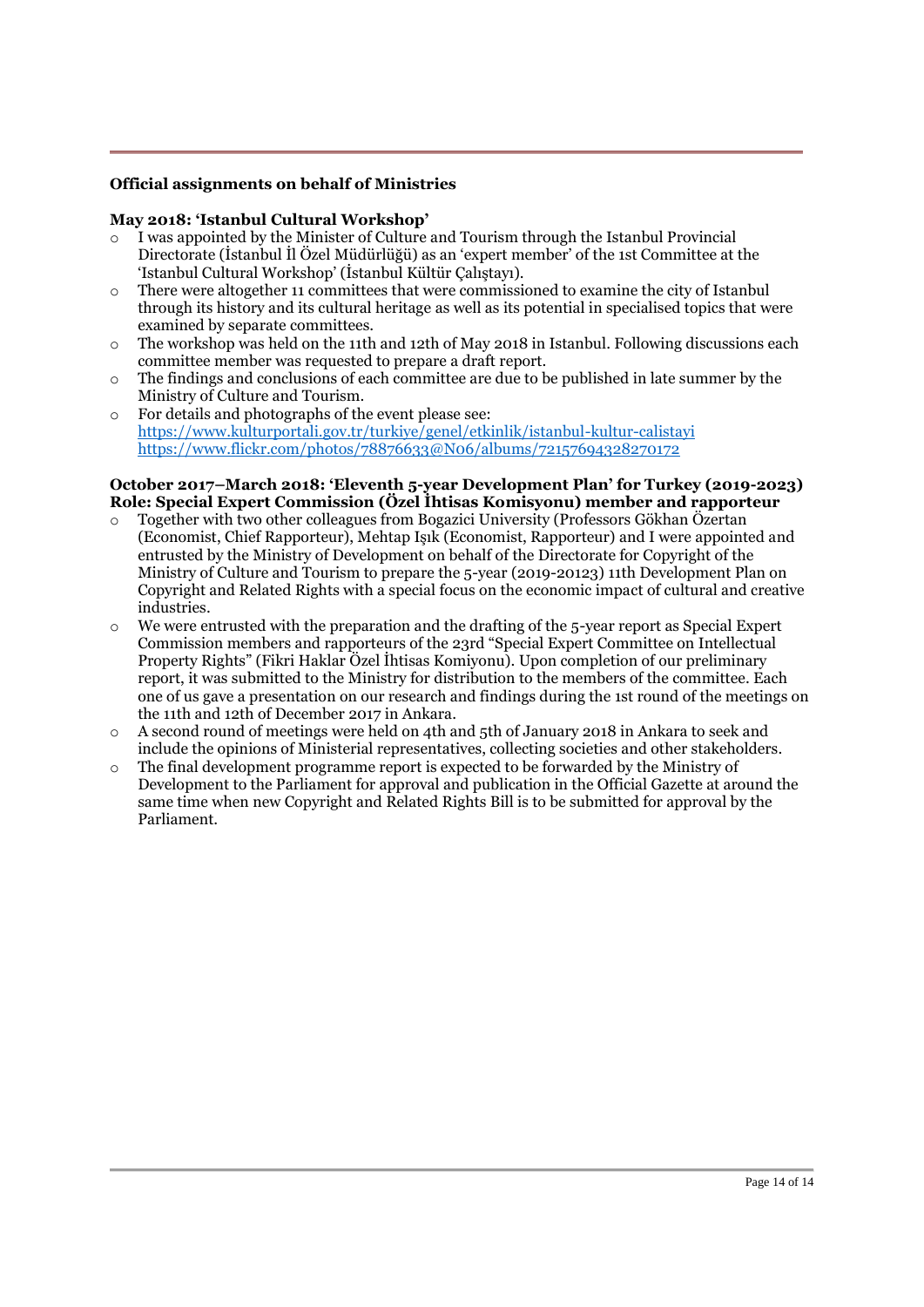**Official assignments on behalf of Ministries**

**May 2018: 'Istanbul Cultural Workshop'**

- I was appointed by the Minister of Culture and Tourism through the Istanbul Provincial Directorate (İstanbul İl Özel Müdürlüğü) as an 'expert member' of the 1st Committee at the 'Istanbul Cultural Workshop' (İstanbul Kültür Çalıştayı).
- There were altogether 11 committees that were commissioned to examine the city of Istanbul through its history and its cultural heritage as well as its potential in specialised topics that were examined by separate committees.
- The workshop was held on the 11th and 12th of May 2018 in Istanbul. Following discussions each committee member was requested to prepare a draft report.
- The findings and conclusions of each committee are due to be published in late summer by the Ministry of Culture and Tourism.
- For details and photographs of the event please see:
  https://www.kulturportali.gov.tr/turkiye/genel/etkinlik/istanbul-kultur-calistayi
  https://www.flickr.com/photos/78876633@N06/albums/72157694328270172

**October 2017–March 2018: 'Eleventh 5-year Development Plan' for Turkey (2019-2023)**
**Role: Special Expert Commission (Özel İhtisas Komisyonu) member and rapporteur**

- Together with two other colleagues from Bogazici University (Professors Gökhan Özertan (Economist, Chief Rapporteur), Mehtap Işık (Economist, Rapporteur) and I were appointed and entrusted by the Ministry of Development on behalf of the Directorate for Copyright of the Ministry of Culture and Tourism to prepare the 5-year (2019-20123) 11th Development Plan on Copyright and Related Rights with a special focus on the economic impact of cultural and creative industries.
- We were entrusted with the preparation and the drafting of the 5-year report as Special Expert Commission members and rapporteurs of the 23rd "Special Expert Committee on Intellectual Property Rights" (Fikri Haklar Özel İhtisas Komiyonu). Upon completion of our preliminary report, it was submitted to the Ministry for distribution to the members of the committee. Each one of us gave a presentation on our research and findings during the 1st round of the meetings on the 11th and 12th of December 2017 in Ankara.
- A second round of meetings were held on 4th and 5th of January 2018 in Ankara to seek and include the opinions of Ministerial representatives, collecting societies and other stakeholders.
- The final development programme report is expected to be forwarded by the Ministry of Development to the Parliament for approval and publication in the Official Gazette at around the same time when new Copyright and Related Rights Bill is to be submitted for approval by the Parliament.